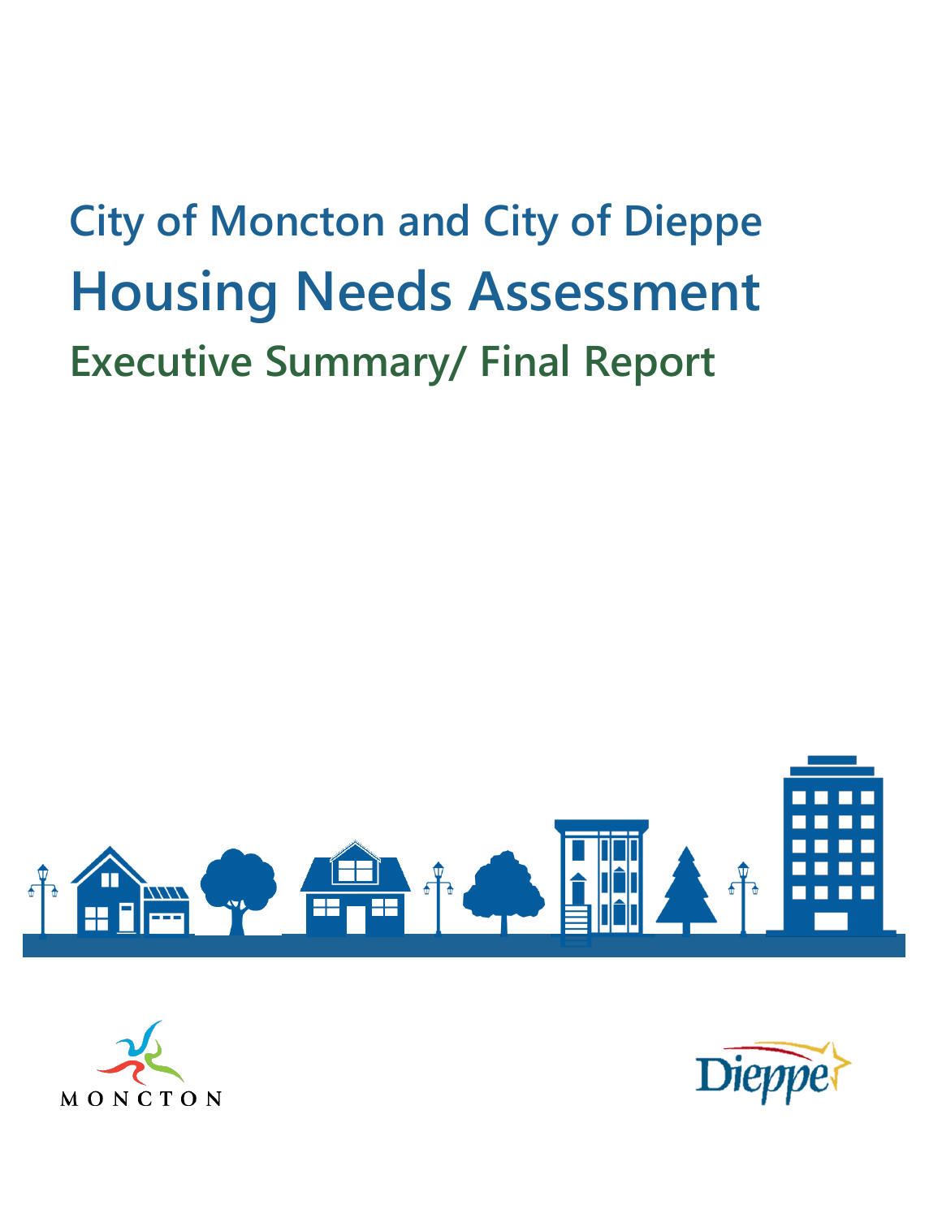# City of Moncton and City of Dieppe

# Housing Needs Assessment

## Executive Summary/ Final Report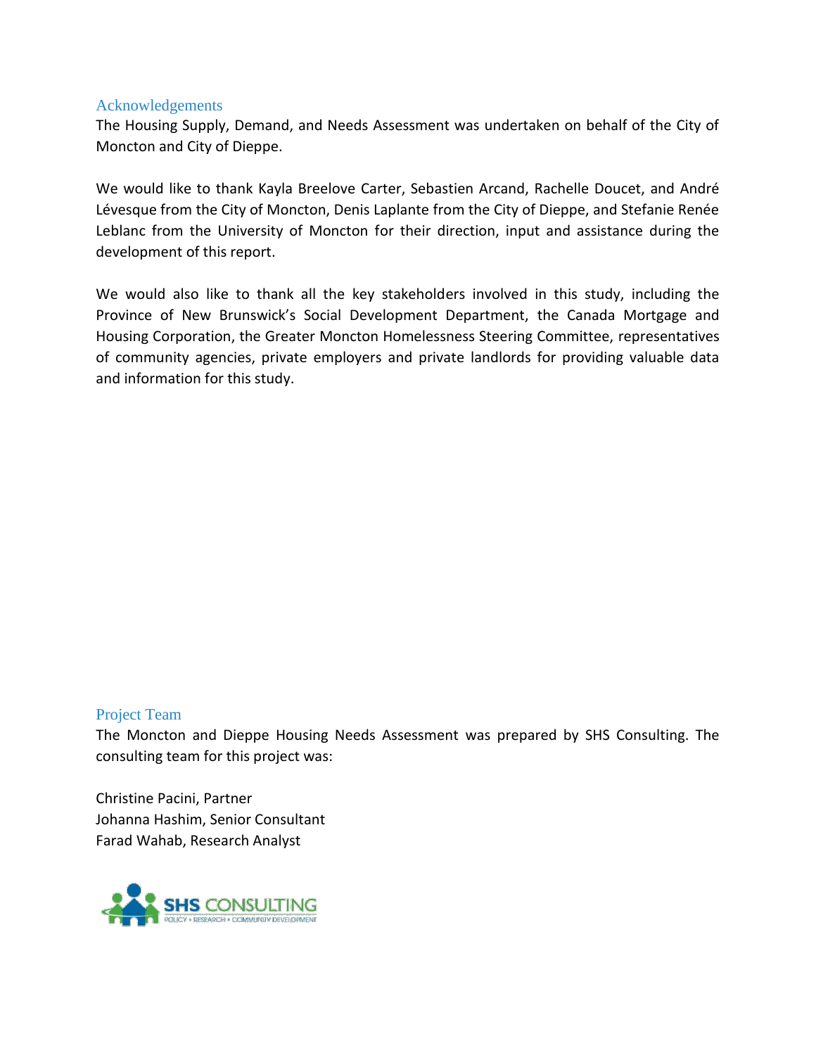## Acknowledgements

The Housing Supply, Demand, and Needs Assessment was undertaken on behalf of the City of Moncton and City of Dieppe.

We would like to thank Kayla Breelove Carter, Sebastien Arcand, Rachelle Doucet, and André Lévesque from the City of Moncton, Denis Laplante from the City of Dieppe, and Stefanie Renée Leblanc from the University of Moncton for their direction, input and assistance during the development of this report.

We would also like to thank all the key stakeholders involved in this study, including the Province of New Brunswick's Social Development Department, the Canada Mortgage and Housing Corporation, the Greater Moncton Homelessness Steering Committee, representatives of community agencies, private employers and private landlords for providing valuable data and information for this study.

## Project Team

The Moncton and Dieppe Housing Needs Assessment was prepared by SHS Consulting. The consulting team for this project was:

Christine Pacini, Partner
Johanna Hashim, Senior Consultant
Farad Wahab, Research Analyst

SHS CONSULTING
POLICY • RESEARCH • COMMUNITY DEVELOPMENT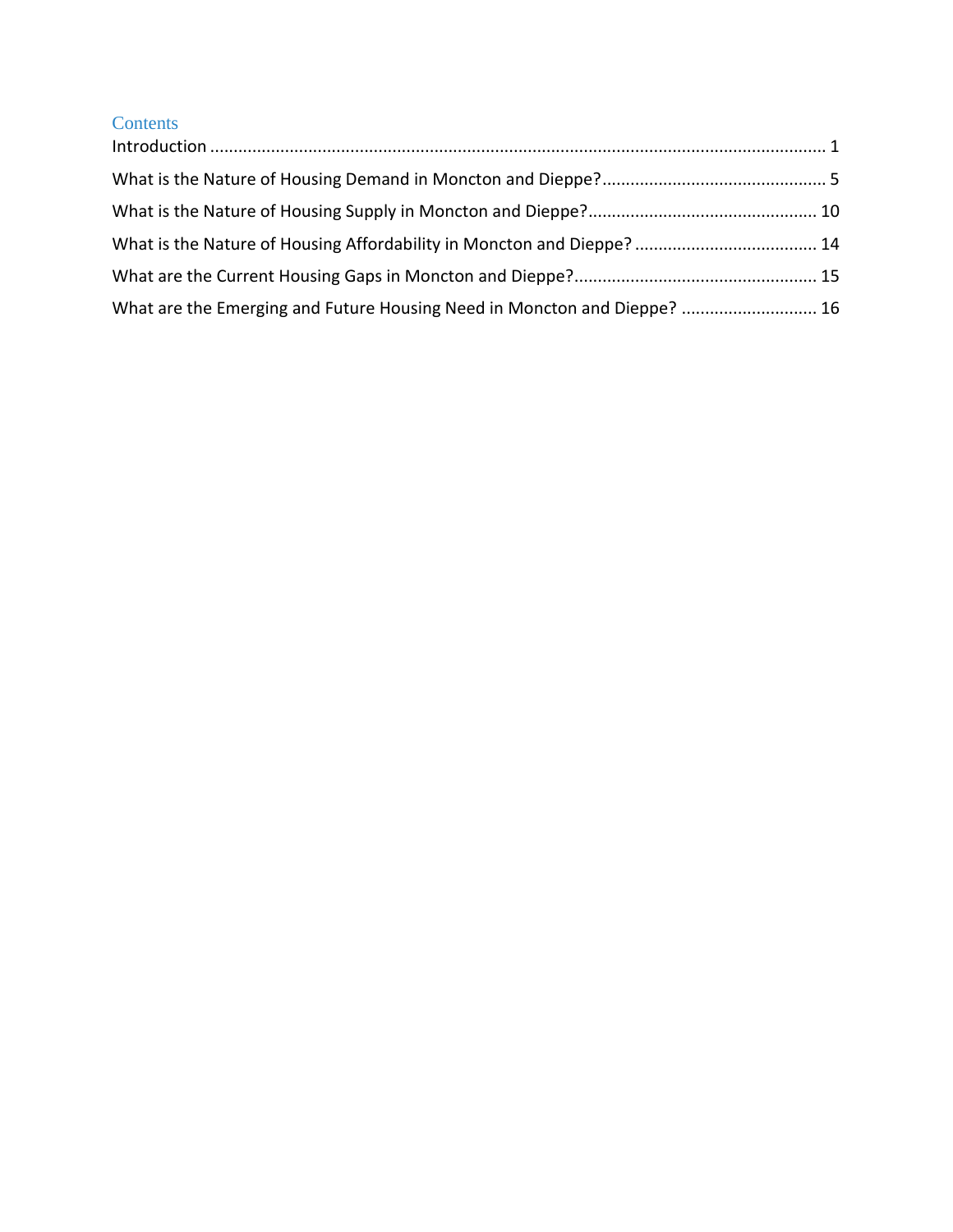# Contents

Introduction ........................................................................................................................... 1

What is the Nature of Housing Demand in Moncton and Dieppe? ............................................... 5

What is the Nature of Housing Supply in Moncton and Dieppe? ................................................ 10

What is the Nature of Housing Affordability in Moncton and Dieppe? ....................................... 14

What are the Current Housing Gaps in Moncton and Dieppe? ................................................... 15

What are the Emerging and Future Housing Need in Moncton and Dieppe? ............................ 16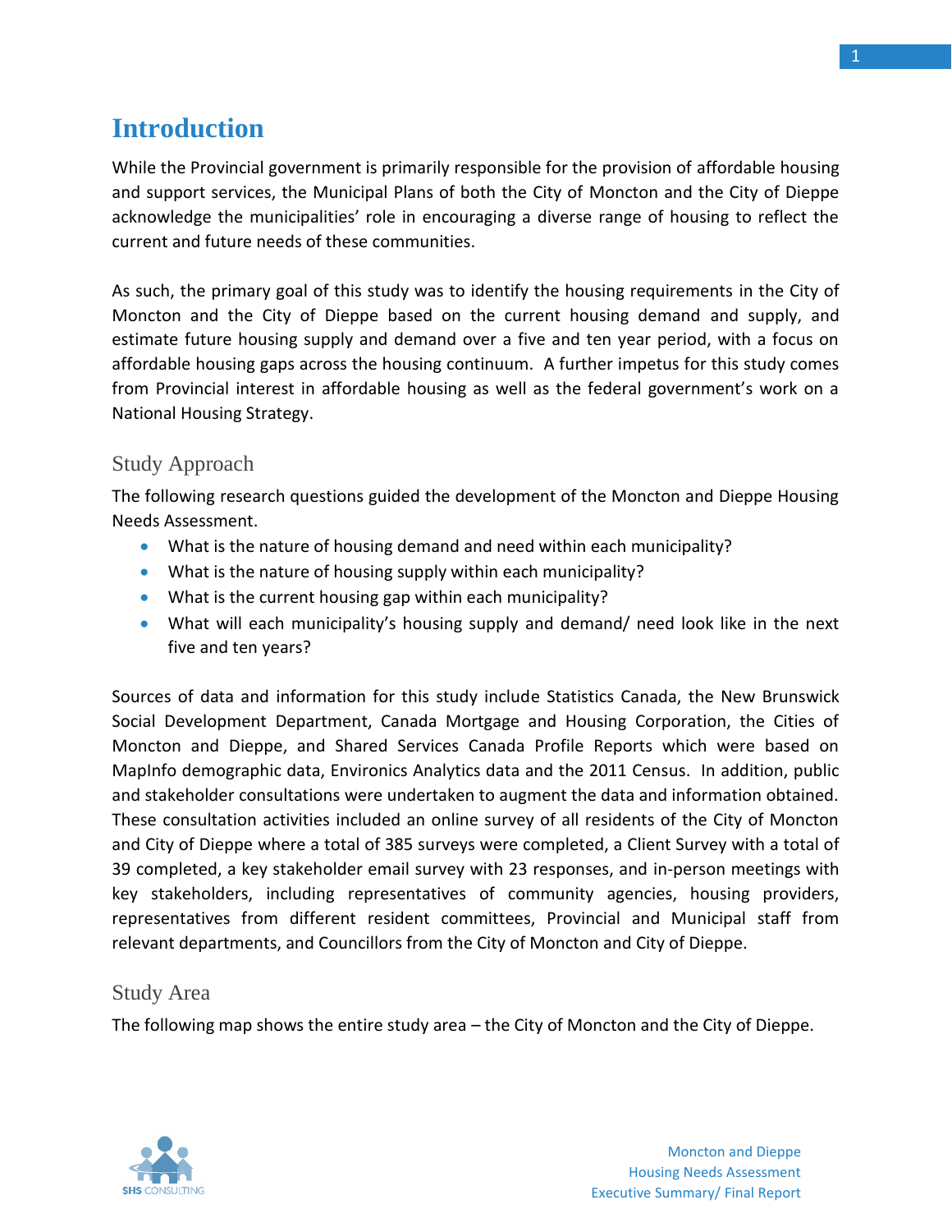# Introduction

While the Provincial government is primarily responsible for the provision of affordable housing and support services, the Municipal Plans of both the City of Moncton and the City of Dieppe acknowledge the municipalities' role in encouraging a diverse range of housing to reflect the current and future needs of these communities.

As such, the primary goal of this study was to identify the housing requirements in the City of Moncton and the City of Dieppe based on the current housing demand and supply, and estimate future housing supply and demand over a five and ten year period, with a focus on affordable housing gaps across the housing continuum. A further impetus for this study comes from Provincial interest in affordable housing as well as the federal government's work on a National Housing Strategy.

## Study Approach

The following research questions guided the development of the Moncton and Dieppe Housing Needs Assessment.

- What is the nature of housing demand and need within each municipality?
- What is the nature of housing supply within each municipality?
- What is the current housing gap within each municipality?
- What will each municipality's housing supply and demand/ need look like in the next five and ten years?

Sources of data and information for this study include Statistics Canada, the New Brunswick Social Development Department, Canada Mortgage and Housing Corporation, the Cities of Moncton and Dieppe, and Shared Services Canada Profile Reports which were based on MapInfo demographic data, Environics Analytics data and the 2011 Census. In addition, public and stakeholder consultations were undertaken to augment the data and information obtained. These consultation activities included an online survey of all residents of the City of Moncton and City of Dieppe where a total of 385 surveys were completed, a Client Survey with a total of 39 completed, a key stakeholder email survey with 23 responses, and in-person meetings with key stakeholders, including representatives of community agencies, housing providers, representatives from different resident committees, Provincial and Municipal staff from relevant departments, and Councillors from the City of Moncton and City of Dieppe.

## Study Area

The following map shows the entire study area – the City of Moncton and the City of Dieppe.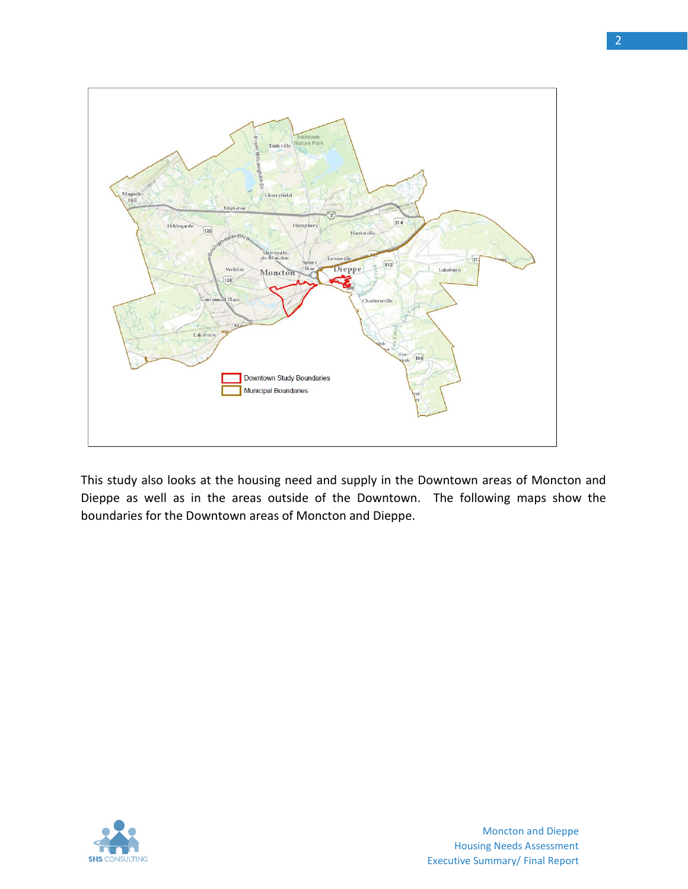This study also looks at the housing need and supply in the Downtown areas of Moncton and Dieppe as well as in the areas outside of the Downtown. The following maps show the boundaries for the Downtown areas of Moncton and Dieppe.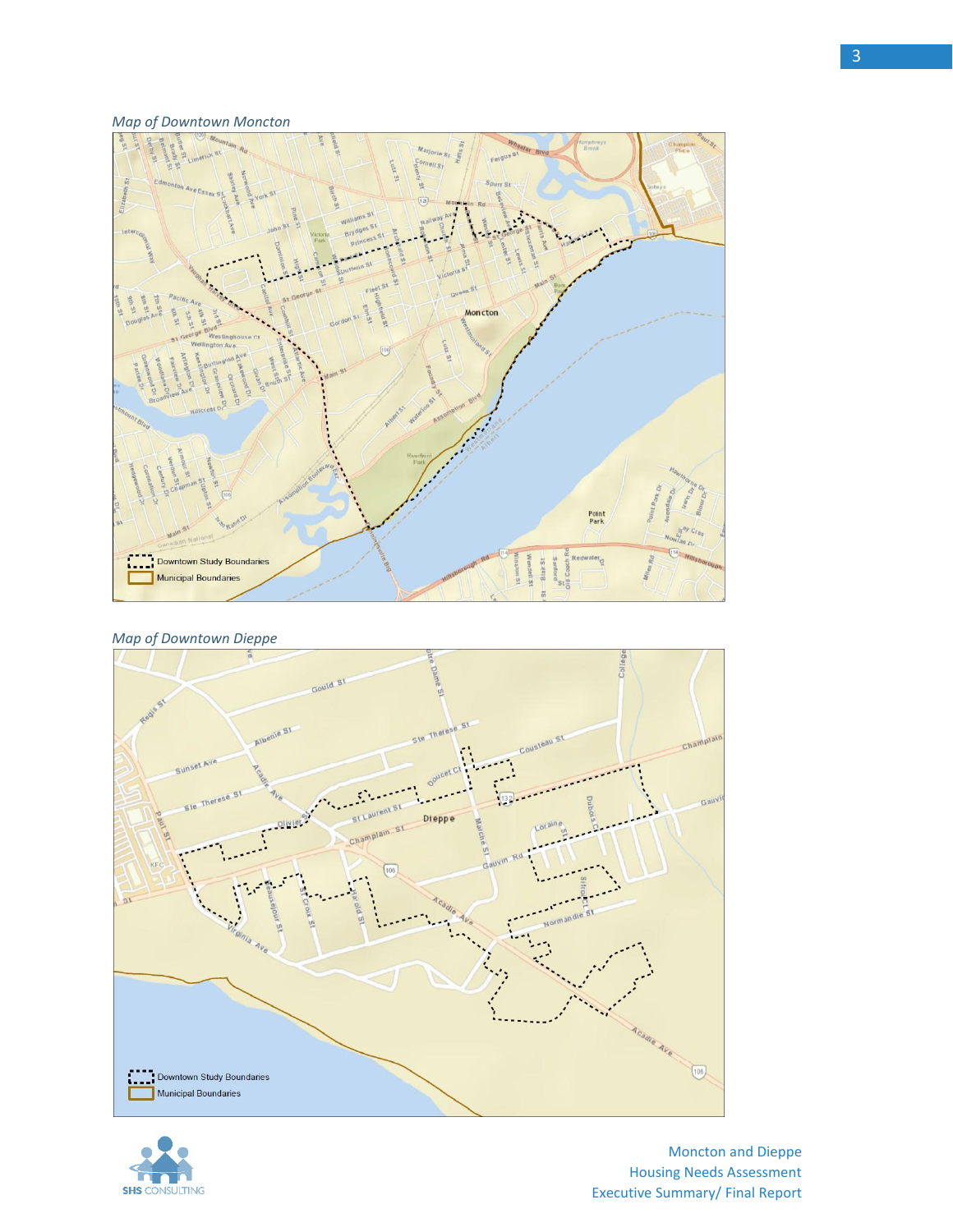*Map of Downtown Moncton*

Downtown Study Boundaries

Municipal Boundaries

*Map of Downtown Dieppe*

Downtown Study Boundaries

Municipal Boundaries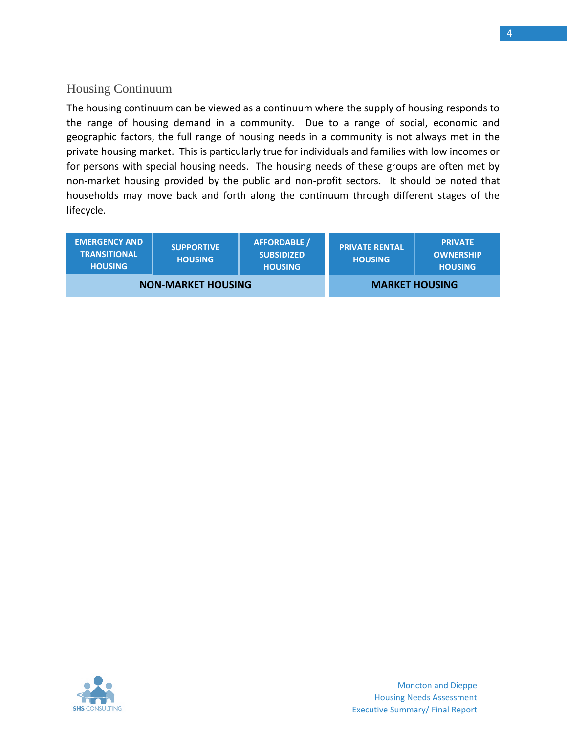## Housing Continuum

The housing continuum can be viewed as a continuum where the supply of housing responds to the range of housing demand in a community. Due to a range of social, economic and geographic factors, the full range of housing needs in a community is not always met in the private housing market. This is particularly true for individuals and families with low incomes or for persons with special housing needs. The housing needs of these groups are often met by non-market housing provided by the public and non-profit sectors. It should be noted that households may move back and forth along the continuum through different stages of the lifecycle.

| EMERGENCY AND TRANSITIONAL HOUSING | SUPPORTIVE HOUSING | AFFORDABLE / SUBSIDIZED HOUSING | PRIVATE RENTAL HOUSING | PRIVATE OWNERSHIP HOUSING |
|---|---|---|---|---|
| NON-MARKET HOUSING | | | MARKET HOUSING | |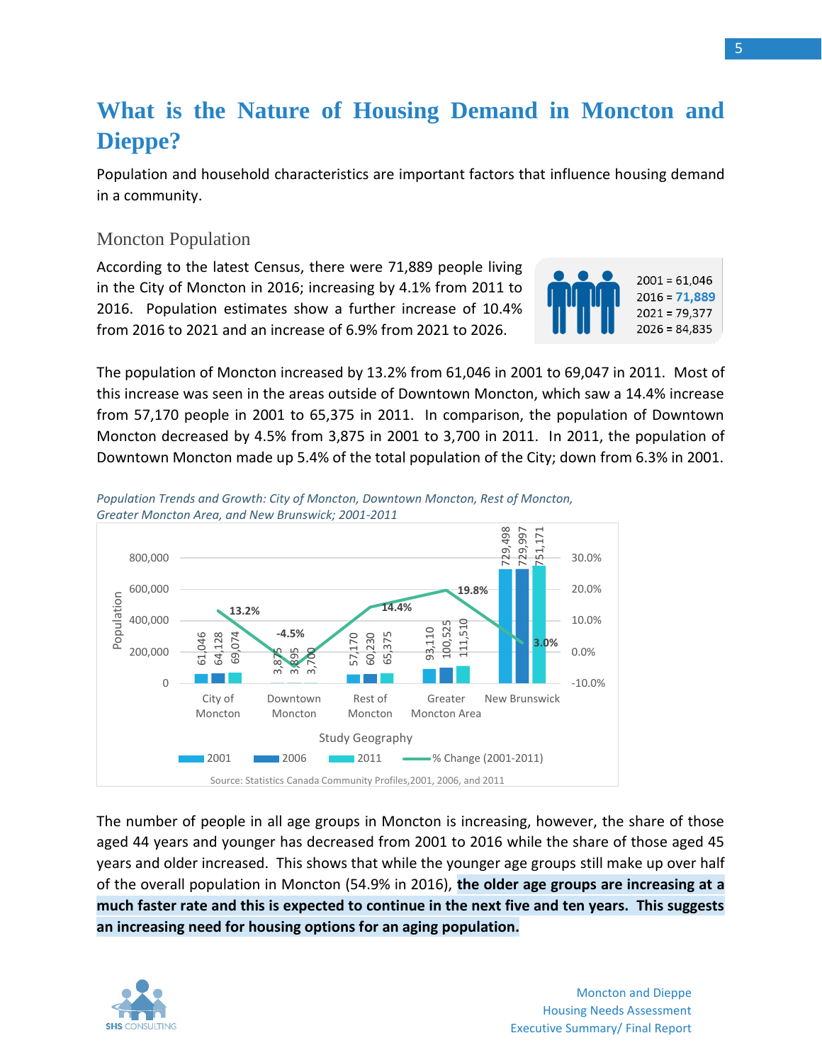# What is the Nature of Housing Demand in Moncton and Dieppe?

Population and household characteristics are important factors that influence housing demand in a community.

## Moncton Population

According to the latest Census, there were 71,889 people living in the City of Moncton in 2016; increasing by 4.1% from 2011 to 2016. Population estimates show a further increase of 10.4% from 2016 to 2021 and an increase of 6.9% from 2021 to 2026.

2001 = 61,046
2016 = **71,889**
2021 = 79,377
2026 = 84,835

The population of Moncton increased by 13.2% from 61,046 in 2001 to 69,047 in 2011. Most of this increase was seen in the areas outside of Downtown Moncton, which saw a 14.4% increase from 57,170 people in 2001 to 65,375 in 2011. In comparison, the population of Downtown Moncton decreased by 4.5% from 3,875 in 2001 to 3,700 in 2011. In 2011, the population of Downtown Moncton made up 5.4% of the total population of the City; down from 6.3% in 2001.

*Population Trends and Growth: City of Moncton, Downtown Moncton, Rest of Moncton, Greater Moncton Area, and New Brunswick; 2001-2011*

| Study Geography | 2001 | 2006 | 2011 | % Change (2001-2011) |
|---|---|---|---|---|
| City of Moncton | 61,046 | 64,128 | 69,074 | 13.2% |
| Downtown Moncton | 3,875 | 3,895 | 3,700 | -4.5% |
| Rest of Moncton | 57,170 | 60,230 | 65,375 | 14.4% |
| Greater Moncton Area | 93,110 | 100,525 | 111,510 | 19.8% |
| New Brunswick | 729,498 | 729,997 | 751,171 | 3.0% |

Source: Statistics Canada Community Profiles,2001, 2006, and 2011

The number of people in all age groups in Moncton is increasing, however, the share of those aged 44 years and younger has decreased from 2001 to 2016 while the share of those aged 45 years and older increased. This shows that while the younger age groups still make up over half of the overall population in Moncton (54.9% in 2016), **the older age groups are increasing at a much faster rate and this is expected to continue in the next five and ten years. This suggests an increasing need for housing options for an aging population.**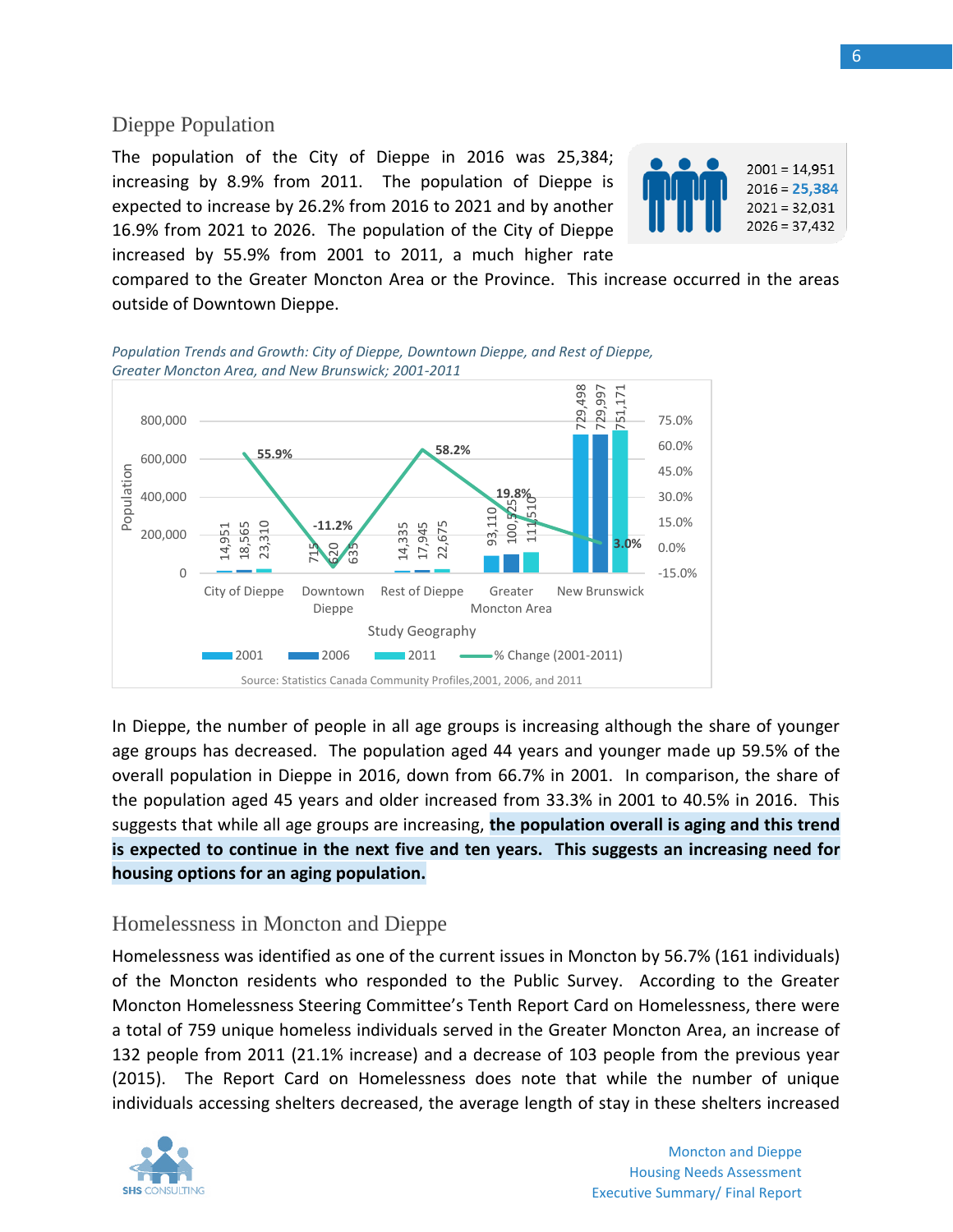## Dieppe Population

The population of the City of Dieppe in 2016 was 25,384; increasing by 8.9% from 2011. The population of Dieppe is expected to increase by 26.2% from 2016 to 2021 and by another 16.9% from 2021 to 2026. The population of the City of Dieppe increased by 55.9% from 2001 to 2011, a much higher rate compared to the Greater Moncton Area or the Province. This increase occurred in the areas outside of Downtown Dieppe.

2001 = 14,951
2016 = **25,384**
2021 = 32,031
2026 = 37,432

*Population Trends and Growth: City of Dieppe, Downtown Dieppe, and Rest of Dieppe, Greater Moncton Area, and New Brunswick; 2001-2011*

| Study Geography | 2001 | 2006 | 2011 | % Change (2001-2011) |
|---|---|---|---|---|
| City of Dieppe | 14,951 | 18,565 | 23,310 | 55.9% |
| Downtown Dieppe | 715 | 620 | 635 | -11.2% |
| Rest of Dieppe | 14,335 | 17,945 | 22,675 | 58.2% |
| Greater Moncton Area | 93,110 | 100,525 | 111,510 | 19.8% |
| New Brunswick | 729,498 | 729,997 | 751,171 | 3.0% |

Source: Statistics Canada Community Profiles,2001, 2006, and 2011

In Dieppe, the number of people in all age groups is increasing although the share of younger age groups has decreased. The population aged 44 years and younger made up 59.5% of the overall population in Dieppe in 2016, down from 66.7% in 2001. In comparison, the share of the population aged 45 years and older increased from 33.3% in 2001 to 40.5% in 2016. This suggests that while all age groups are increasing, **the population overall is aging and this trend is expected to continue in the next five and ten years. This suggests an increasing need for housing options for an aging population.**

## Homelessness in Moncton and Dieppe

Homelessness was identified as one of the current issues in Moncton by 56.7% (161 individuals) of the Moncton residents who responded to the Public Survey. According to the Greater Moncton Homelessness Steering Committee's Tenth Report Card on Homelessness, there were a total of 759 unique homeless individuals served in the Greater Moncton Area, an increase of 132 people from 2011 (21.1% increase) and a decrease of 103 people from the previous year (2015). The Report Card on Homelessness does note that while the number of unique individuals accessing shelters decreased, the average length of stay in these shelters increased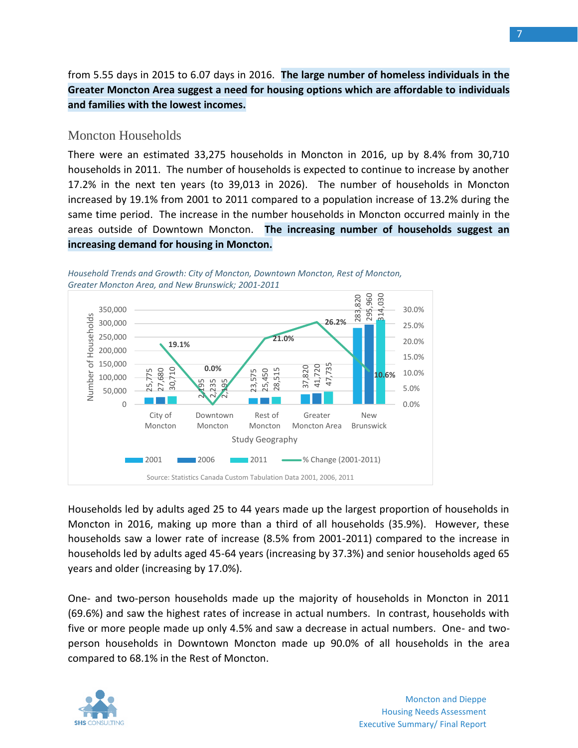from 5.55 days in 2015 to 6.07 days in 2016. **The large number of homeless individuals in the Greater Moncton Area suggest a need for housing options which are affordable to individuals and families with the lowest incomes.**

## Moncton Households

There were an estimated 33,275 households in Moncton in 2016, up by 8.4% from 30,710 households in 2011. The number of households is expected to continue to increase by another 17.2% in the next ten years (to 39,013 in 2026). The number of households in Moncton increased by 19.1% from 2001 to 2011 compared to a population increase of 13.2% during the same time period. The increase in the number households in Moncton occurred mainly in the areas outside of Downtown Moncton. **The increasing number of households suggest an increasing demand for housing in Moncton.**

*Household Trends and Growth: City of Moncton, Downtown Moncton, Rest of Moncton, Greater Moncton Area, and New Brunswick; 2001-2011*

| Study Geography | 2001 | 2006 | 2011 | % Change (2001-2011) |
|---|---|---|---|---|
| City of Moncton | 25,775 | 27,680 | 30,710 | 19.1% |
| Downtown Moncton | 2,195 | 2,235 | 2,195 | 0.0% |
| Rest of Moncton | 23,575 | 25,450 | 28,515 | 21.0% |
| Greater Moncton Area | 37,820 | 41,720 | 47,735 | 26.2% |
| New Brunswick | 283,820 | 295,960 | 314,030 | 10.6% |

Source: Statistics Canada Custom Tabulation Data 2001, 2006, 2011

Households led by adults aged 25 to 44 years made up the largest proportion of households in Moncton in 2016, making up more than a third of all households (35.9%). However, these households saw a lower rate of increase (8.5% from 2001-2011) compared to the increase in households led by adults aged 45-64 years (increasing by 37.3%) and senior households aged 65 years and older (increasing by 17.0%).

One- and two-person households made up the majority of households in Moncton in 2011 (69.6%) and saw the highest rates of increase in actual numbers. In contrast, households with five or more people made up only 4.5% and saw a decrease in actual numbers. One- and two-person households in Downtown Moncton made up 90.0% of all households in the area compared to 68.1% in the Rest of Moncton.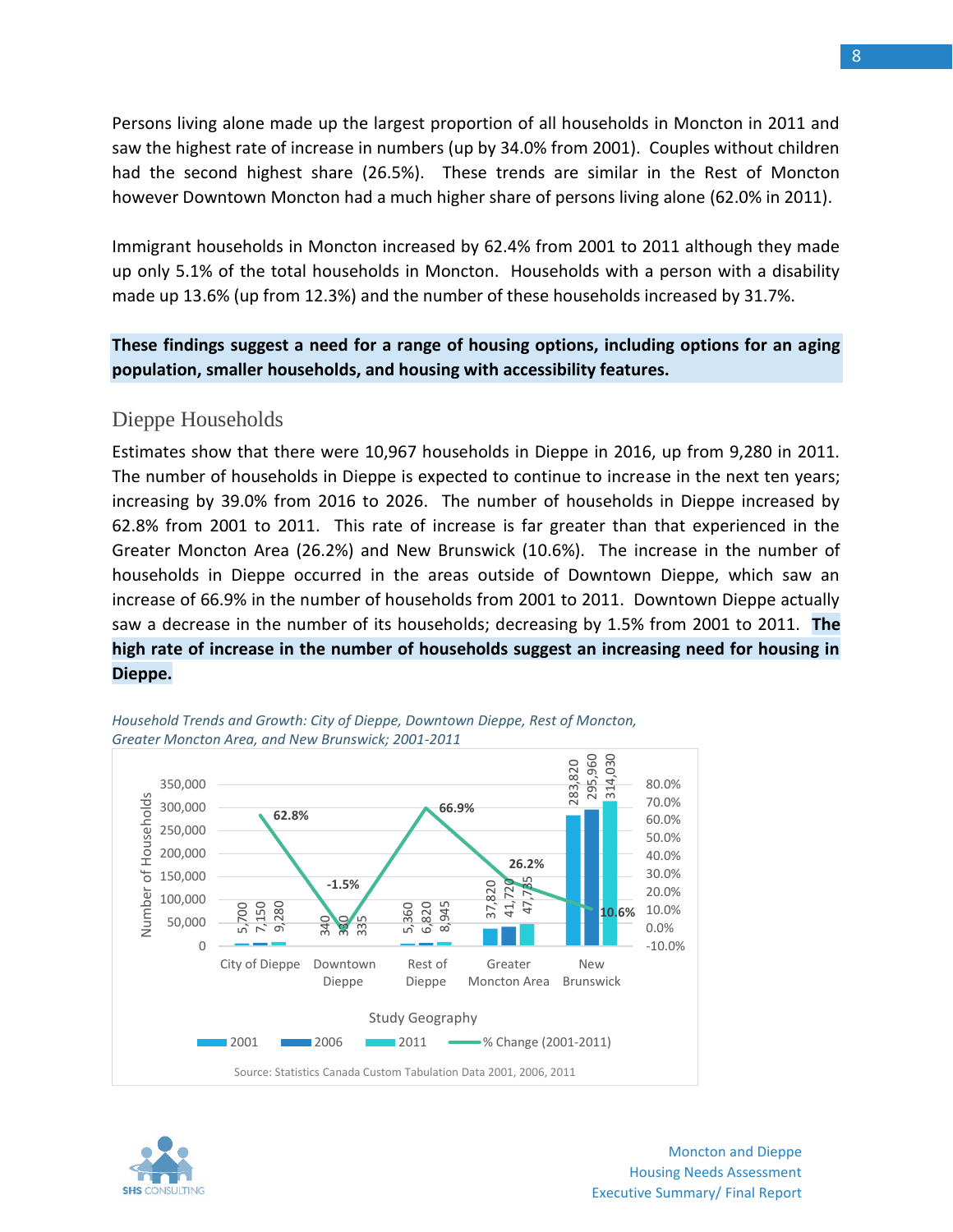Persons living alone made up the largest proportion of all households in Moncton in 2011 and saw the highest rate of increase in numbers (up by 34.0% from 2001). Couples without children had the second highest share (26.5%). These trends are similar in the Rest of Moncton however Downtown Moncton had a much higher share of persons living alone (62.0% in 2011).

Immigrant households in Moncton increased by 62.4% from 2001 to 2011 although they made up only 5.1% of the total households in Moncton. Households with a person with a disability made up 13.6% (up from 12.3%) and the number of these households increased by 31.7%.

**These findings suggest a need for a range of housing options, including options for an aging population, smaller households, and housing with accessibility features.**

## Dieppe Households

Estimates show that there were 10,967 households in Dieppe in 2016, up from 9,280 in 2011. The number of households in Dieppe is expected to continue to increase in the next ten years; increasing by 39.0% from 2016 to 2026. The number of households in Dieppe increased by 62.8% from 2001 to 2011. This rate of increase is far greater than that experienced in the Greater Moncton Area (26.2%) and New Brunswick (10.6%). The increase in the number of households in Dieppe occurred in the areas outside of Downtown Dieppe, which saw an increase of 66.9% in the number of households from 2001 to 2011. Downtown Dieppe actually saw a decrease in the number of its households; decreasing by 1.5% from 2001 to 2011. **The high rate of increase in the number of households suggest an increasing need for housing in Dieppe.**

*Household Trends and Growth: City of Dieppe, Downtown Dieppe, Rest of Moncton, Greater Moncton Area, and New Brunswick; 2001-2011*

| Study Geography | 2001 | 2006 | 2011 | % Change (2001-2011) |
|---|---|---|---|---|
| City of Dieppe | 5,700 | 7,150 | 9,280 | 62.8% |
| Downtown Dieppe | 340 | 330 | 335 | -1.5% |
| Rest of Dieppe | 5,360 | 6,820 | 8,945 | 66.9% |
| Greater Moncton Area | 37,820 | 41,720 | 47,735 | 26.2% |
| New Brunswick | 283,820 | 295,960 | 314,030 | 10.6% |

Source: Statistics Canada Custom Tabulation Data 2001, 2006, 2011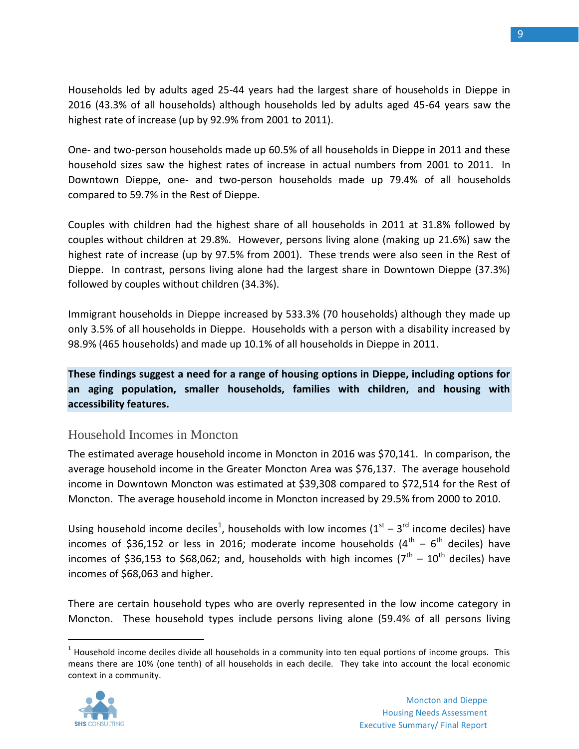Households led by adults aged 25-44 years had the largest share of households in Dieppe in 2016 (43.3% of all households) although households led by adults aged 45-64 years saw the highest rate of increase (up by 92.9% from 2001 to 2011).

One- and two-person households made up 60.5% of all households in Dieppe in 2011 and these household sizes saw the highest rates of increase in actual numbers from 2001 to 2011. In Downtown Dieppe, one- and two-person households made up 79.4% of all households compared to 59.7% in the Rest of Dieppe.

Couples with children had the highest share of all households in 2011 at 31.8% followed by couples without children at 29.8%. However, persons living alone (making up 21.6%) saw the highest rate of increase (up by 97.5% from 2001). These trends were also seen in the Rest of Dieppe. In contrast, persons living alone had the largest share in Downtown Dieppe (37.3%) followed by couples without children (34.3%).

Immigrant households in Dieppe increased by 533.3% (70 households) although they made up only 3.5% of all households in Dieppe. Households with a person with a disability increased by 98.9% (465 households) and made up 10.1% of all households in Dieppe in 2011.

**These findings suggest a need for a range of housing options in Dieppe, including options for an aging population, smaller households, families with children, and housing with accessibility features.**

## Household Incomes in Moncton

The estimated average household income in Moncton in 2016 was $70,141. In comparison, the average household income in the Greater Moncton Area was $76,137. The average household income in Downtown Moncton was estimated at $39,308 compared to $72,514 for the Rest of Moncton. The average household income in Moncton increased by 29.5% from 2000 to 2010.

Using household income deciles[1], households with low incomes (1st – 3rd income deciles) have incomes of $36,152 or less in 2016; moderate income households (4th – 6th deciles) have incomes of $36,153 to $68,062; and, households with high incomes (7th – 10th deciles) have incomes of $68,063 and higher.

There are certain household types who are overly represented in the low income category in Moncton. These household types include persons living alone (59.4% of all persons living

[1] Household income deciles divide all households in a community into ten equal portions of income groups. This means there are 10% (one tenth) of all households in each decile. They take into account the local economic context in a community.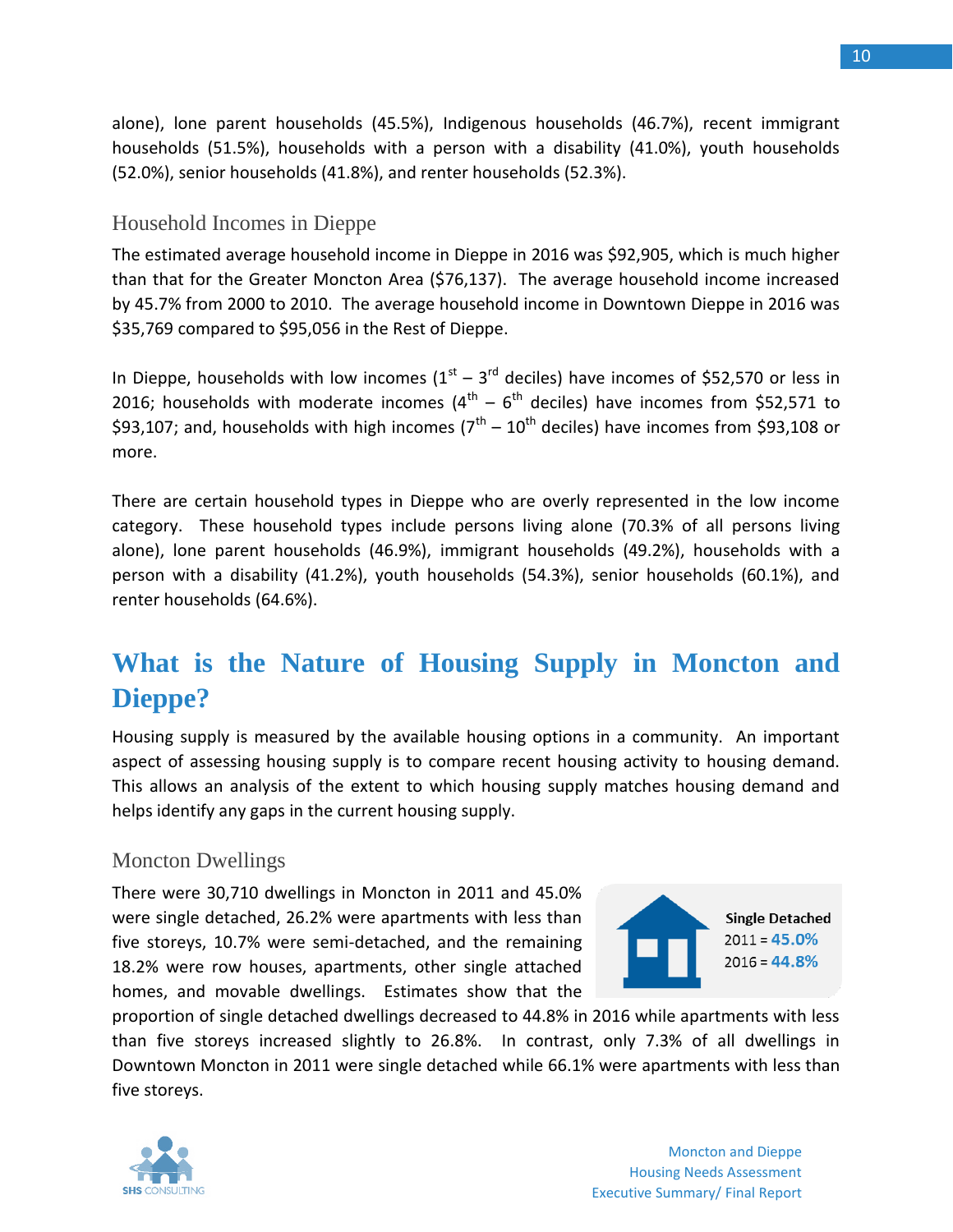alone), lone parent households (45.5%), Indigenous households (46.7%), recent immigrant households (51.5%), households with a person with a disability (41.0%), youth households (52.0%), senior households (41.8%), and renter households (52.3%).

### Household Incomes in Dieppe

The estimated average household income in Dieppe in 2016 was $92,905, which is much higher than that for the Greater Moncton Area ($76,137). The average household income increased by 45.7% from 2000 to 2010. The average household income in Downtown Dieppe in 2016 was $35,769 compared to $95,056 in the Rest of Dieppe.

In Dieppe, households with low incomes (1st – 3rd deciles) have incomes of $52,570 or less in 2016; households with moderate incomes (4th – 6th deciles) have incomes from $52,571 to $93,107; and, households with high incomes (7th – 10th deciles) have incomes from $93,108 or more.

There are certain household types in Dieppe who are overly represented in the low income category. These household types include persons living alone (70.3% of all persons living alone), lone parent households (46.9%), immigrant households (49.2%), households with a person with a disability (41.2%), youth households (54.3%), senior households (60.1%), and renter households (64.6%).

## What is the Nature of Housing Supply in Moncton and Dieppe?

Housing supply is measured by the available housing options in a community. An important aspect of assessing housing supply is to compare recent housing activity to housing demand. This allows an analysis of the extent to which housing supply matches housing demand and helps identify any gaps in the current housing supply.

### Moncton Dwellings

**Single Detached**
2011 = **45.0%**
2016 = **44.8%**

There were 30,710 dwellings in Moncton in 2011 and 45.0% were single detached, 26.2% were apartments with less than five storeys, 10.7% were semi-detached, and the remaining 18.2% were row houses, apartments, other single attached homes, and movable dwellings. Estimates show that the proportion of single detached dwellings decreased to 44.8% in 2016 while apartments with less than five storeys increased slightly to 26.8%. In contrast, only 7.3% of all dwellings in Downtown Moncton in 2011 were single detached while 66.1% were apartments with less than five storeys.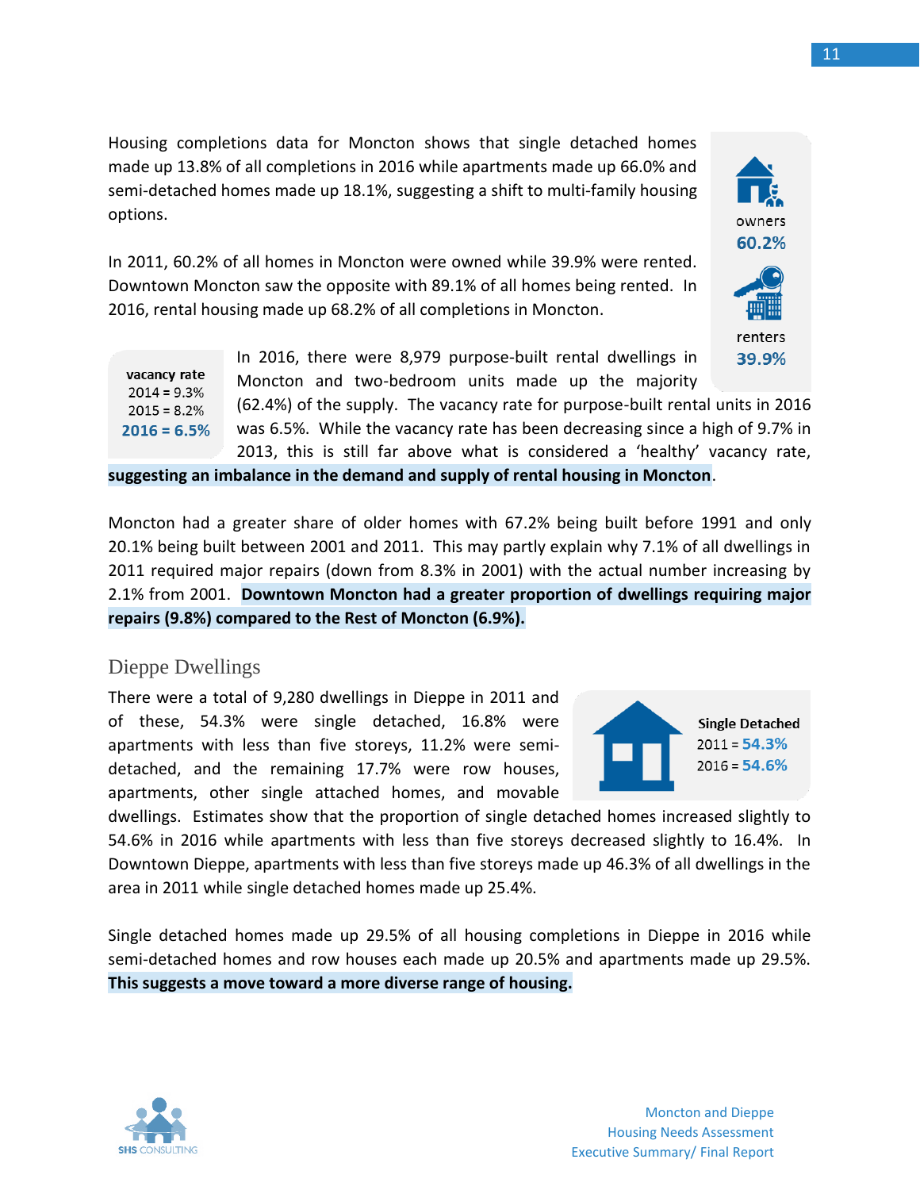Housing completions data for Moncton shows that single detached homes made up 13.8% of all completions in 2016 while apartments made up 66.0% and semi-detached homes made up 18.1%, suggesting a shift to multi-family housing options.

owners
**60.2%**

renters
**39.9%**

In 2011, 60.2% of all homes in Moncton were owned while 39.9% were rented. Downtown Moncton saw the opposite with 89.1% of all homes being rented. In 2016, rental housing made up 68.2% of all completions in Moncton.

**vacancy rate**
2014 = 9.3%
2015 = 8.2%
**2016 = 6.5%**

In 2016, there were 8,979 purpose-built rental dwellings in Moncton and two-bedroom units made up the majority (62.4%) of the supply. The vacancy rate for purpose-built rental units in 2016 was 6.5%. While the vacancy rate has been decreasing since a high of 9.7% in 2013, this is still far above what is considered a 'healthy' vacancy rate, **suggesting an imbalance in the demand and supply of rental housing in Moncton**.

Moncton had a greater share of older homes with 67.2% being built before 1991 and only 20.1% being built between 2001 and 2011. This may partly explain why 7.1% of all dwellings in 2011 required major repairs (down from 8.3% in 2001) with the actual number increasing by 2.1% from 2001. **Downtown Moncton had a greater proportion of dwellings requiring major repairs (9.8%) compared to the Rest of Moncton (6.9%).**

## Dieppe Dwellings

**Single Detached**
2011 = **54.3%**
2016 = **54.6%**

There were a total of 9,280 dwellings in Dieppe in 2011 and of these, 54.3% were single detached, 16.8% were apartments with less than five storeys, 11.2% were semi-detached, and the remaining 17.7% were row houses, apartments, other single attached homes, and movable dwellings. Estimates show that the proportion of single detached homes increased slightly to 54.6% in 2016 while apartments with less than five storeys decreased slightly to 16.4%. In Downtown Dieppe, apartments with less than five storeys made up 46.3% of all dwellings in the area in 2011 while single detached homes made up 25.4%.

Single detached homes made up 29.5% of all housing completions in Dieppe in 2016 while semi-detached homes and row houses each made up 20.5% and apartments made up 29.5%. **This suggests a move toward a more diverse range of housing.**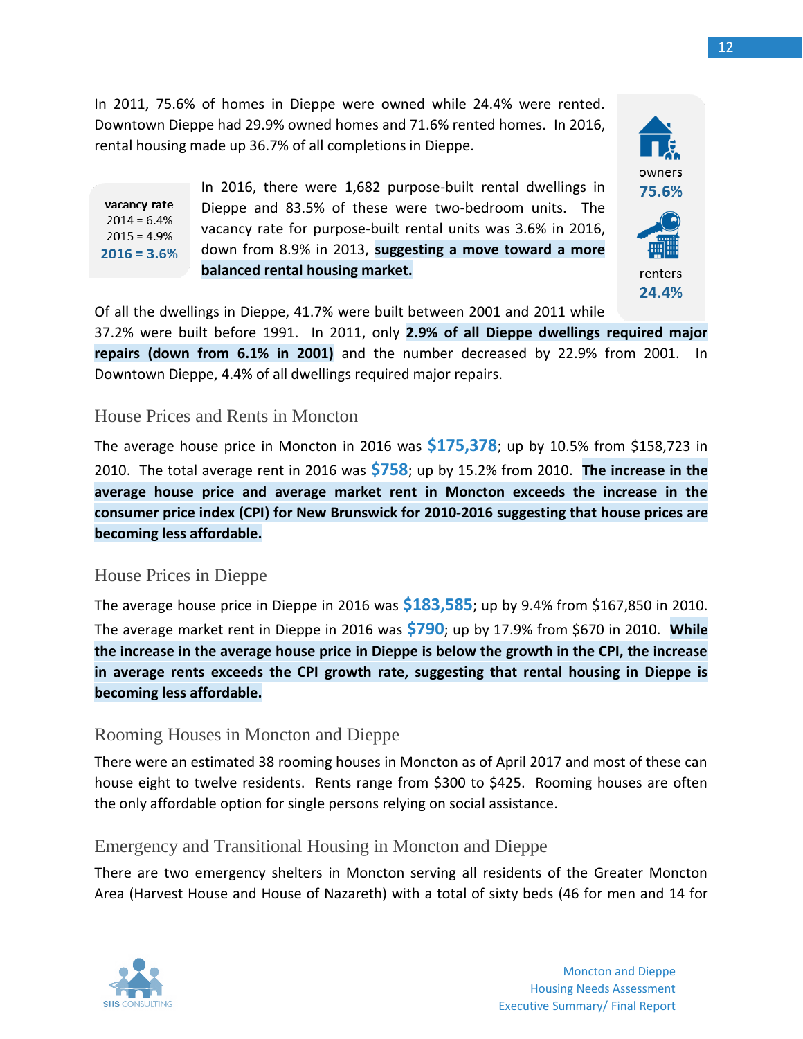In 2011, 75.6% of homes in Dieppe were owned while 24.4% were rented. Downtown Dieppe had 29.9% owned homes and 71.6% rented homes. In 2016, rental housing made up 36.7% of all completions in Dieppe.

owners **75.6%**

renters **24.4%**

**vacancy rate**
2014 = 6.4%
2015 = 4.9%
**2016 = 3.6%**

In 2016, there were 1,682 purpose-built rental dwellings in Dieppe and 83.5% of these were two-bedroom units. The vacancy rate for purpose-built rental units was 3.6% in 2016, down from 8.9% in 2013, **suggesting a move toward a more balanced rental housing market.**

Of all the dwellings in Dieppe, 41.7% were built between 2001 and 2011 while 37.2% were built before 1991. In 2011, only **2.9% of all Dieppe dwellings required major repairs (down from 6.1% in 2001)** and the number decreased by 22.9% from 2001. In Downtown Dieppe, 4.4% of all dwellings required major repairs.

## House Prices and Rents in Moncton

The average house price in Moncton in 2016 was **$175,378**; up by 10.5% from $158,723 in 2010. The total average rent in 2016 was **$758**; up by 15.2% from 2010. **The increase in the average house price and average market rent in Moncton exceeds the increase in the consumer price index (CPI) for New Brunswick for 2010-2016 suggesting that house prices are becoming less affordable.**

## House Prices in Dieppe

The average house price in Dieppe in 2016 was **$183,585**; up by 9.4% from $167,850 in 2010. The average market rent in Dieppe in 2016 was **$790**; up by 17.9% from $670 in 2010. **While the increase in the average house price in Dieppe is below the growth in the CPI, the increase in average rents exceeds the CPI growth rate, suggesting that rental housing in Dieppe is becoming less affordable.**

## Rooming Houses in Moncton and Dieppe

There were an estimated 38 rooming houses in Moncton as of April 2017 and most of these can house eight to twelve residents. Rents range from $300 to $425. Rooming houses are often the only affordable option for single persons relying on social assistance.

## Emergency and Transitional Housing in Moncton and Dieppe

There are two emergency shelters in Moncton serving all residents of the Greater Moncton Area (Harvest House and House of Nazareth) with a total of sixty beds (46 for men and 14 for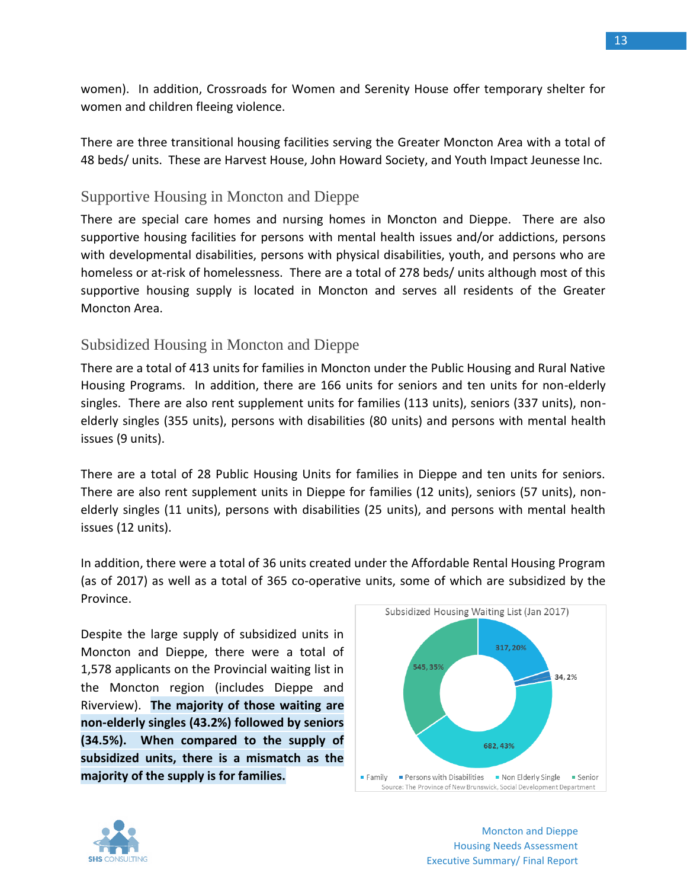women). In addition, Crossroads for Women and Serenity House offer temporary shelter for women and children fleeing violence.

There are three transitional housing facilities serving the Greater Moncton Area with a total of 48 beds/ units. These are Harvest House, John Howard Society, and Youth Impact Jeunesse Inc.

## Supportive Housing in Moncton and Dieppe

There are special care homes and nursing homes in Moncton and Dieppe. There are also supportive housing facilities for persons with mental health issues and/or addictions, persons with developmental disabilities, persons with physical disabilities, youth, and persons who are homeless or at-risk of homelessness. There are a total of 278 beds/ units although most of this supportive housing supply is located in Moncton and serves all residents of the Greater Moncton Area.

## Subsidized Housing in Moncton and Dieppe

There are a total of 413 units for families in Moncton under the Public Housing and Rural Native Housing Programs. In addition, there are 166 units for seniors and ten units for non-elderly singles. There are also rent supplement units for families (113 units), seniors (337 units), non-elderly singles (355 units), persons with disabilities (80 units) and persons with mental health issues (9 units).

There are a total of 28 Public Housing Units for families in Dieppe and ten units for seniors. There are also rent supplement units in Dieppe for families (12 units), seniors (57 units), non-elderly singles (11 units), persons with disabilities (25 units), and persons with mental health issues (12 units).

In addition, there were a total of 36 units created under the Affordable Rental Housing Program (as of 2017) as well as a total of 365 co-operative units, some of which are subsidized by the Province.

Despite the large supply of subsidized units in Moncton and Dieppe, there were a total of 1,578 applicants on the Provincial waiting list in the Moncton region (includes Dieppe and Riverview). **The majority of those waiting are non-elderly singles (43.2%) followed by seniors (34.5%). When compared to the supply of subsidized units, there is a mismatch as the majority of the supply is for families.**

**Subsidized Housing Waiting List (Jan 2017)**

| Category | Applicants | Share |
|---|---|---|
| Family | 317 | 20% |
| Persons with Disabilities | 34 | 2% |
| Non Elderly Single | 682 | 43% |
| Senior | 545 | 35% |

Source: The Province of New Brunswick, Social Development Department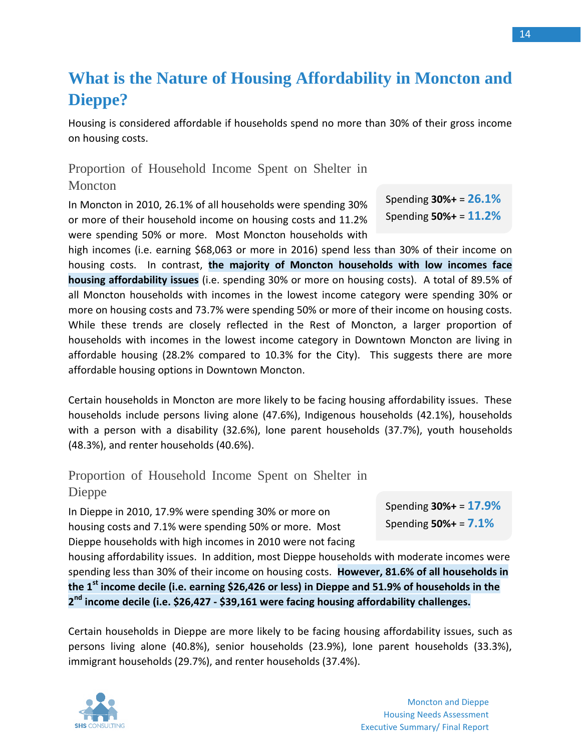# What is the Nature of Housing Affordability in Moncton and Dieppe?

Housing is considered affordable if households spend no more than 30% of their gross income on housing costs.

## Proportion of Household Income Spent on Shelter in Moncton

Spending **30%+** = **26.1%**
Spending **50%+** = **11.2%**

In Moncton in 2010, 26.1% of all households were spending 30% or more of their household income on housing costs and 11.2% were spending 50% or more. Most Moncton households with high incomes (i.e. earning $68,063 or more in 2016) spend less than 30% of their income on housing costs. In contrast, **the majority of Moncton households with low incomes face housing affordability issues** (i.e. spending 30% or more on housing costs). A total of 89.5% of all Moncton households with incomes in the lowest income category were spending 30% or more on housing costs and 73.7% were spending 50% or more of their income on housing costs. While these trends are closely reflected in the Rest of Moncton, a larger proportion of households with incomes in the lowest income category in Downtown Moncton are living in affordable housing (28.2% compared to 10.3% for the City). This suggests there are more affordable housing options in Downtown Moncton.

Certain households in Moncton are more likely to be facing housing affordability issues. These households include persons living alone (47.6%), Indigenous households (42.1%), households with a person with a disability (32.6%), lone parent households (37.7%), youth households (48.3%), and renter households (40.6%).

## Proportion of Household Income Spent on Shelter in Dieppe

Spending **30%+** = **17.9%**
Spending **50%+** = **7.1%**

In Dieppe in 2010, 17.9% were spending 30% or more on housing costs and 7.1% were spending 50% or more. Most Dieppe households with high incomes in 2010 were not facing housing affordability issues. In addition, most Dieppe households with moderate incomes were spending less than 30% of their income on housing costs. **However, 81.6% of all households in the 1st income decile (i.e. earning $26,426 or less) in Dieppe and 51.9% of households in the 2nd income decile (i.e. $26,427 - $39,161 were facing housing affordability challenges.**

Certain households in Dieppe are more likely to be facing housing affordability issues, such as persons living alone (40.8%), senior households (23.9%), lone parent households (33.3%), immigrant households (29.7%), and renter households (37.4%).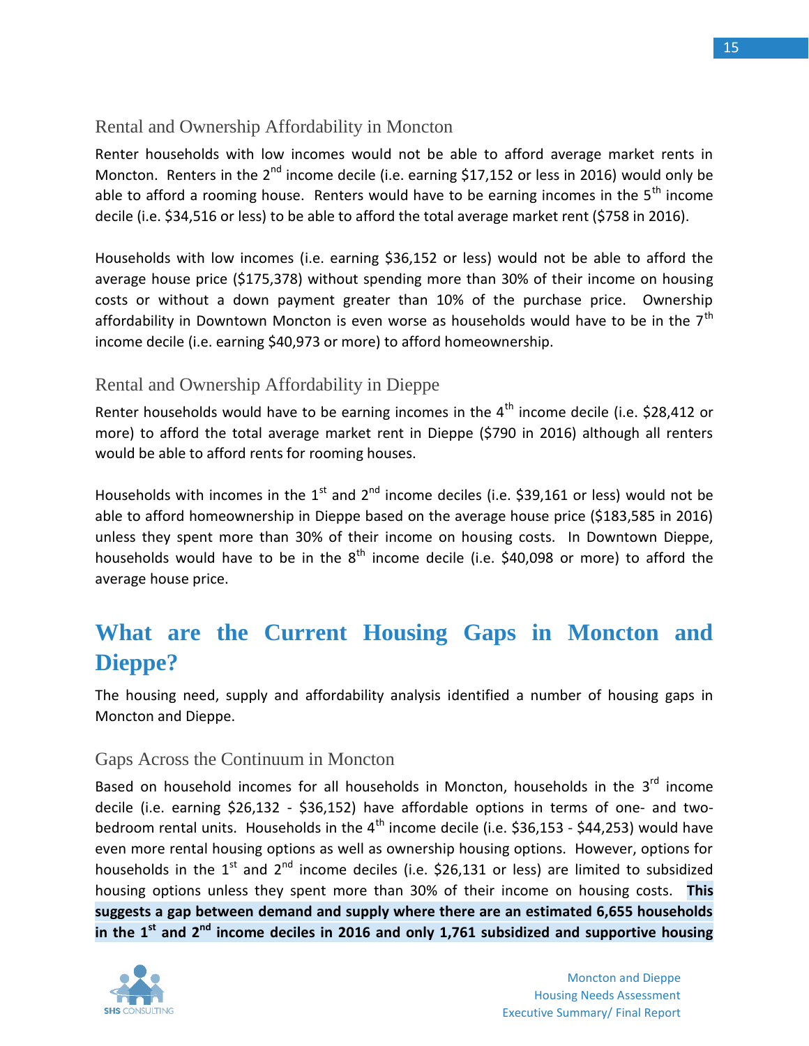### Rental and Ownership Affordability in Moncton

Renter households with low incomes would not be able to afford average market rents in Moncton. Renters in the 2nd income decile (i.e. earning $17,152 or less in 2016) would only be able to afford a rooming house. Renters would have to be earning incomes in the 5th income decile (i.e. $34,516 or less) to be able to afford the total average market rent ($758 in 2016).

Households with low incomes (i.e. earning $36,152 or less) would not be able to afford the average house price ($175,378) without spending more than 30% of their income on housing costs or without a down payment greater than 10% of the purchase price. Ownership affordability in Downtown Moncton is even worse as households would have to be in the 7th income decile (i.e. earning $40,973 or more) to afford homeownership.

### Rental and Ownership Affordability in Dieppe

Renter households would have to be earning incomes in the 4th income decile (i.e. $28,412 or more) to afford the total average market rent in Dieppe ($790 in 2016) although all renters would be able to afford rents for rooming houses.

Households with incomes in the 1st and 2nd income deciles (i.e. $39,161 or less) would not be able to afford homeownership in Dieppe based on the average house price ($183,585 in 2016) unless they spent more than 30% of their income on housing costs. In Downtown Dieppe, households would have to be in the 8th income decile (i.e. $40,098 or more) to afford the average house price.

## What are the Current Housing Gaps in Moncton and Dieppe?

The housing need, supply and affordability analysis identified a number of housing gaps in Moncton and Dieppe.

### Gaps Across the Continuum in Moncton

Based on household incomes for all households in Moncton, households in the 3rd income decile (i.e. earning $26,132 - $36,152) have affordable options in terms of one- and two-bedroom rental units. Households in the 4th income decile (i.e. $36,153 - $44,253) would have even more rental housing options as well as ownership housing options. However, options for households in the 1st and 2nd income deciles (i.e. $26,131 or less) are limited to subsidized housing options unless they spent more than 30% of their income on housing costs. **This suggests a gap between demand and supply where there are an estimated 6,655 households in the 1st and 2nd income deciles in 2016 and only 1,761 subsidized and supportive housing**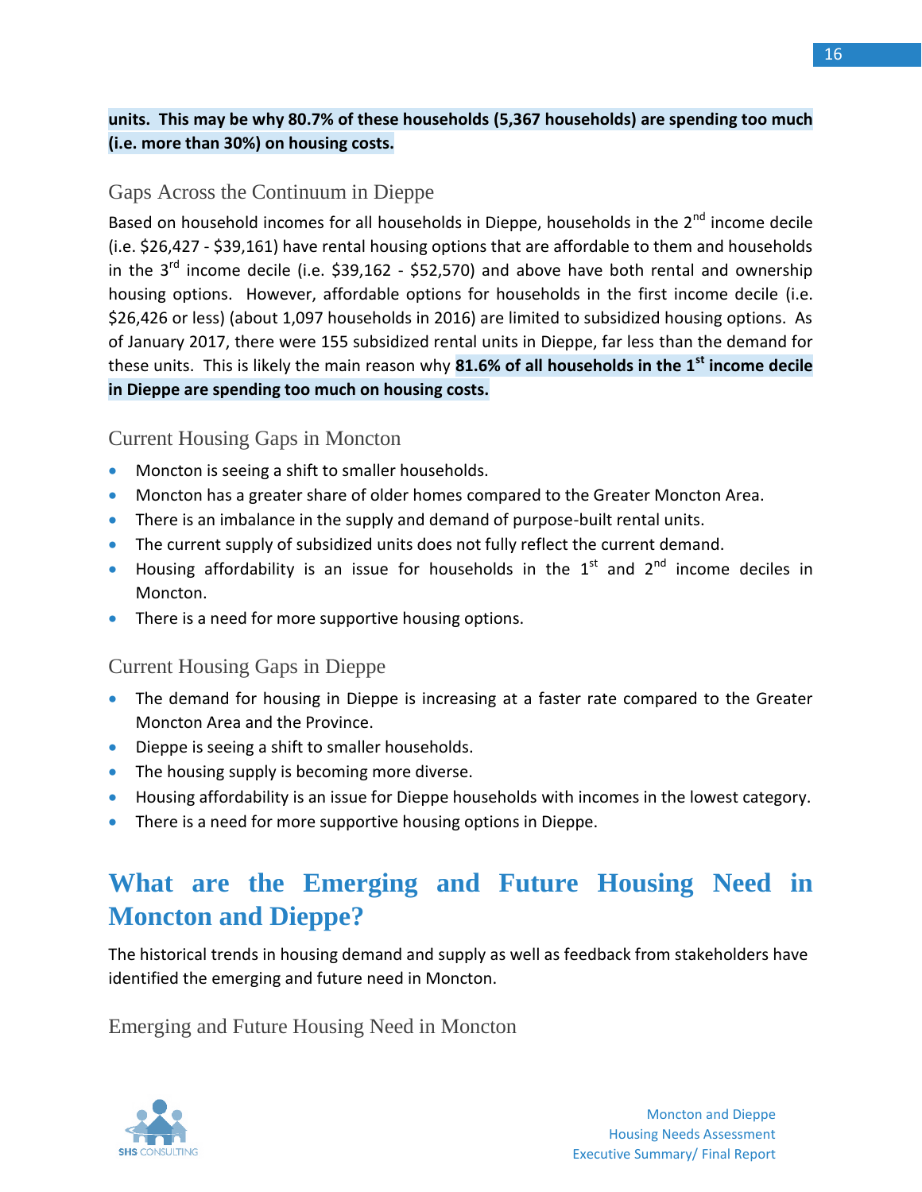**units. This may be why 80.7% of these households (5,367 households) are spending too much (i.e. more than 30%) on housing costs.**

### Gaps Across the Continuum in Dieppe

Based on household incomes for all households in Dieppe, households in the 2nd income decile (i.e. \$26,427 - \$39,161) have rental housing options that are affordable to them and households in the 3rd income decile (i.e. \$39,162 - \$52,570) and above have both rental and ownership housing options. However, affordable options for households in the first income decile (i.e. \$26,426 or less) (about 1,097 households in 2016) are limited to subsidized housing options. As of January 2017, there were 155 subsidized rental units in Dieppe, far less than the demand for these units. This is likely the main reason why **81.6% of all households in the 1st income decile in Dieppe are spending too much on housing costs.**

### Current Housing Gaps in Moncton

- Moncton is seeing a shift to smaller households.
- Moncton has a greater share of older homes compared to the Greater Moncton Area.
- There is an imbalance in the supply and demand of purpose-built rental units.
- The current supply of subsidized units does not fully reflect the current demand.
- Housing affordability is an issue for households in the 1st and 2nd income deciles in Moncton.
- There is a need for more supportive housing options.

### Current Housing Gaps in Dieppe

- The demand for housing in Dieppe is increasing at a faster rate compared to the Greater Moncton Area and the Province.
- Dieppe is seeing a shift to smaller households.
- The housing supply is becoming more diverse.
- Housing affordability is an issue for Dieppe households with incomes in the lowest category.
- There is a need for more supportive housing options in Dieppe.

## What are the Emerging and Future Housing Need in Moncton and Dieppe?

The historical trends in housing demand and supply as well as feedback from stakeholders have identified the emerging and future need in Moncton.

### Emerging and Future Housing Need in Moncton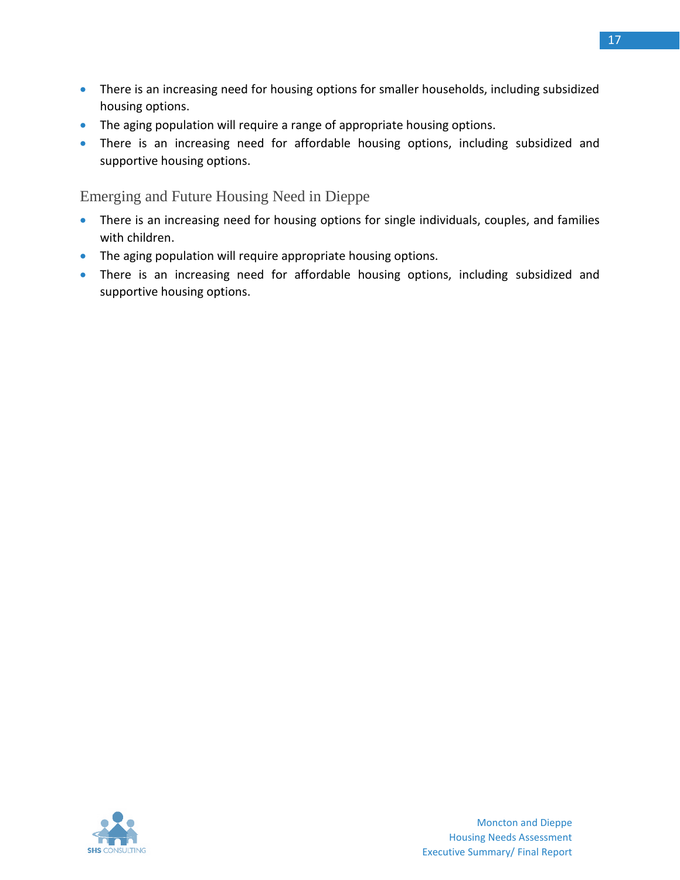- There is an increasing need for housing options for smaller households, including subsidized housing options.
- The aging population will require a range of appropriate housing options.
- There is an increasing need for affordable housing options, including subsidized and supportive housing options.

## Emerging and Future Housing Need in Dieppe

- There is an increasing need for housing options for single individuals, couples, and families with children.
- The aging population will require appropriate housing options.
- There is an increasing need for affordable housing options, including subsidized and supportive housing options.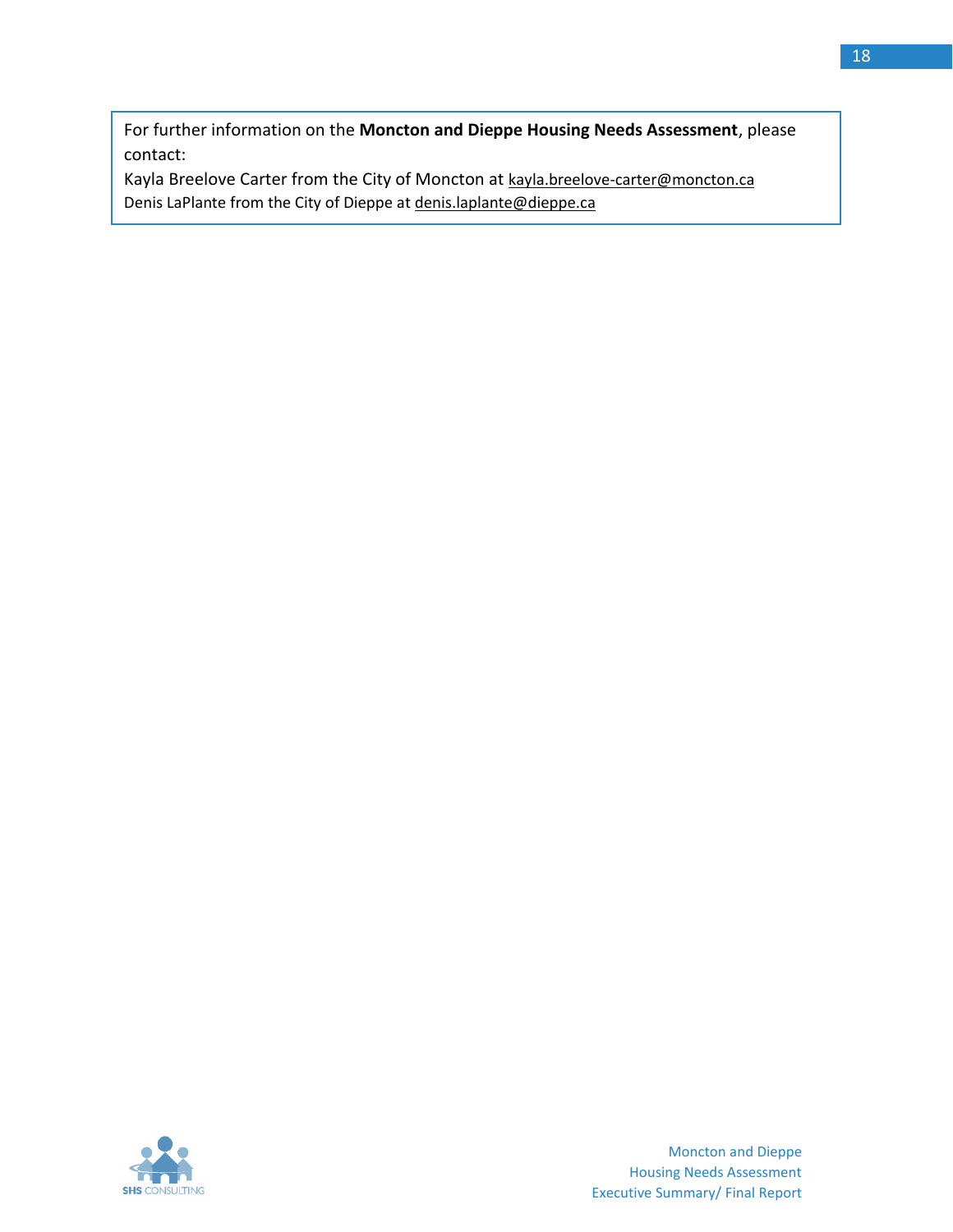For further information on the **Moncton and Dieppe Housing Needs Assessment**, please contact:

Kayla Breelove Carter from the City of Moncton at kayla.breelove-carter@moncton.ca

Denis LaPlante from the City of Dieppe at denis.laplante@dieppe.ca